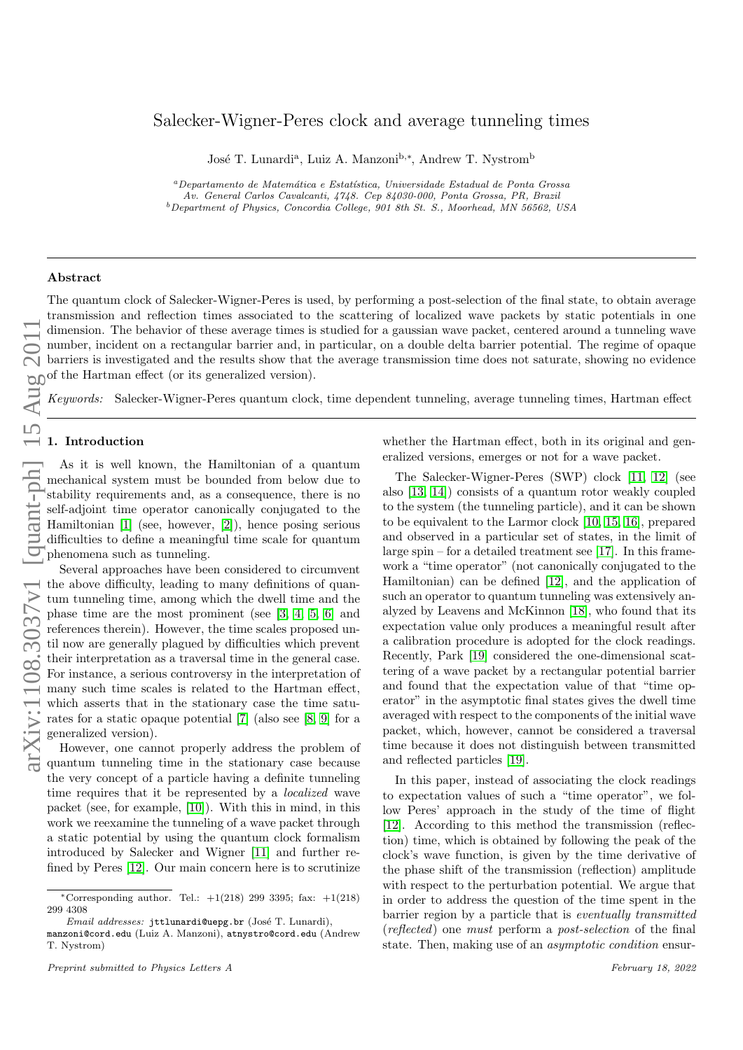# Salecker-Wigner-Peres clock and average tunneling times

José T. Lunardi[a], Luiz A. Manzoni[b,*], Andrew T. Nystrom[b]

[a] *Departamento de Matemática e Estatística, Universidade Estadual de Ponta Grossa Av. General Carlos Cavalcanti, 4748. Cep 84030-000, Ponta Grossa, PR, Brazil*

[b] *Department of Physics, Concordia College, 901 8th St. S., Moorhead, MN 56562, USA*

## Abstract

The quantum clock of Salecker-Wigner-Peres is used, by performing a post-selection of the final state, to obtain average transmission and reflection times associated to the scattering of localized wave packets by static potentials in one dimension. The behavior of these average times is studied for a gaussian wave packet, centered around a tunneling wave number, incident on a rectangular barrier and, in particular, on a double delta barrier potential. The regime of opaque barriers is investigated and the results show that the average transmission time does not saturate, showing no evidence of the Hartman effect (or its generalized version).

*Keywords:* Salecker-Wigner-Peres quantum clock, time dependent tunneling, average tunneling times, Hartman effect

## 1. Introduction

As it is well known, the Hamiltonian of a quantum mechanical system must be bounded from below due to stability requirements and, as a consequence, there is no self-adjoint time operator canonically conjugated to the Hamiltonian [1] (see, however, [2]), hence posing serious difficulties to define a meaningful time scale for quantum phenomena such as tunneling.

Several approaches have been considered to circumvent the above difficulty, leading to many definitions of quantum tunneling time, among which the dwell time and the phase time are the most prominent (see [3, 4, 5, 6] and references therein). However, the time scales proposed until now are generally plagued by difficulties which prevent their interpretation as a traversal time in the general case. For instance, a serious controversy in the interpretation of many such time scales is related to the Hartman effect, which asserts that in the stationary case the time saturates for a static opaque potential [7] (also see [8, 9] for a generalized version).

However, one cannot properly address the problem of quantum tunneling time in the stationary case because the very concept of a particle having a definite tunneling time requires that it be represented by a *localized* wave packet (see, for example, [10]). With this in mind, in this work we reexamine the tunneling of a wave packet through a static potential by using the quantum clock formalism introduced by Salecker and Wigner [11] and further refined by Peres [12]. Our main concern here is to scrutinize whether the Hartman effect, both in its original and generalized versions, emerges or not for a wave packet.

The Salecker-Wigner-Peres (SWP) clock [11, 12] (see also [13, 14]) consists of a quantum rotor weakly coupled to the system (the tunneling particle), and it can be shown to be equivalent to the Larmor clock [10, 15, 16], prepared and observed in a particular set of states, in the limit of large spin – for a detailed treatment see [17]. In this framework a "time operator" (not canonically conjugated to the Hamiltonian) can be defined [12], and the application of such an operator to quantum tunneling was extensively analyzed by Leavens and McKinnon [18], who found that its expectation value only produces a meaningful result after a calibration procedure is adopted for the clock readings. Recently, Park [19] considered the one-dimensional scattering of a wave packet by a rectangular potential barrier and found that the expectation value of that "time operator" in the asymptotic final states gives the dwell time averaged with respect to the components of the initial wave packet, which, however, cannot be considered a traversal time because it does not distinguish between transmitted and reflected particles [19].

In this paper, instead of associating the clock readings to expectation values of such a "time operator", we follow Peres' approach in the study of the time of flight [12]. According to this method the transmission (reflection) time, which is obtained by following the peak of the clock's wave function, is given by the time derivative of the phase shift of the transmission (reflection) amplitude with respect to the perturbation potential. We argue that in order to address the question of the time spent in the barrier region by a particle that is *eventually transmitted* (*reflected*) one *must* perform a *post-selection* of the final state. Then, making use of an *asymptotic condition* ensur-

---

*Corresponding author. Tel.: +1(218) 299 3395; fax: +1(218) 299 4308

*Email addresses:* jttlunardi@uepg.br (José T. Lunardi), manzoni@cord.edu (Luiz A. Manzoni), atnystro@cord.edu (Andrew T. Nystrom)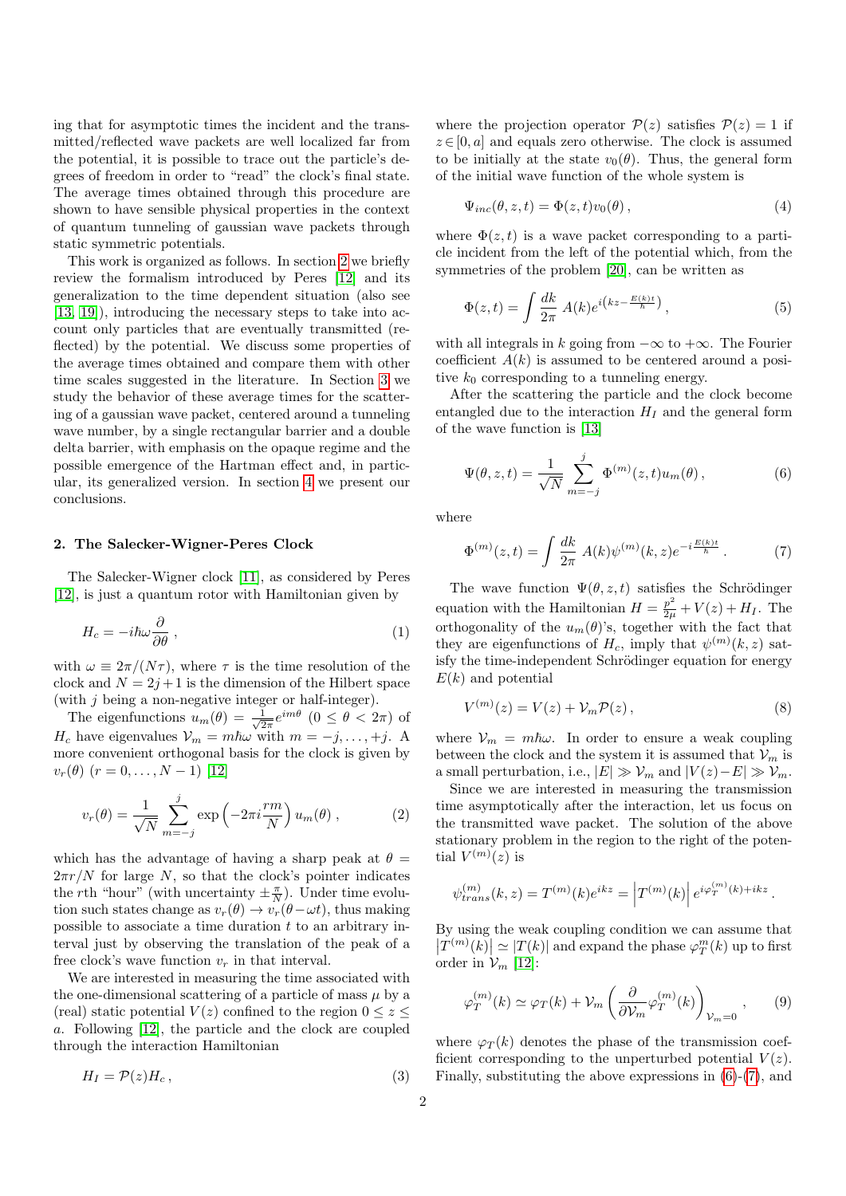ing that for asymptotic times the incident and the transmitted/reflected wave packets are well localized far from the potential, it is possible to trace out the particle's degrees of freedom in order to "read" the clock's final state. The average times obtained through this procedure are shown to have sensible physical properties in the context of quantum tunneling of gaussian wave packets through static symmetric potentials.

This work is organized as follows. In section 2 we briefly review the formalism introduced by Peres [12] and its generalization to the time dependent situation (also see [13, 19]), introducing the necessary steps to take into account only particles that are eventually transmitted (reflected) by the potential. We discuss some properties of the average times obtained and compare them with other time scales suggested in the literature. In Section 3 we study the behavior of these average times for the scattering of a gaussian wave packet, centered around a tunneling wave number, by a single rectangular barrier and a double delta barrier, with emphasis on the opaque regime and the possible emergence of the Hartman effect and, in particular, its generalized version. In section 4 we present our conclusions.

## 2. The Salecker-Wigner-Peres Clock

The Salecker-Wigner clock [11], as considered by Peres [12], is just a quantum rotor with Hamiltonian given by

$$H_c = -i\hbar\omega \frac{\partial}{\partial \theta}\,, \tag{1}$$

with $\omega \equiv 2\pi/(N\tau)$, where $\tau$ is the time resolution of the clock and $N = 2j+1$ is the dimension of the Hilbert space (with $j$ being a non-negative integer or half-integer).

The eigenfunctions $u_m(\theta) = \frac{1}{\sqrt{2\pi}} e^{im\theta}$ $(0 \le \theta < 2\pi)$ of $H_c$ have eigenvalues $\mathcal{V}_m = m\hbar\omega$ with $m = -j, \ldots, +j$. A more convenient orthogonal basis for the clock is given by $v_r(\theta)$ $(r = 0, \ldots, N-1)$ [12]

$$v_r(\theta) = \frac{1}{\sqrt{N}} \sum_{m=-j}^{j} \exp\left(-2\pi i \frac{rm}{N}\right) u_m(\theta)\,, \tag{2}$$

which has the advantage of having a sharp peak at $\theta = 2\pi r/N$ for large $N$, so that the clock's pointer indicates the $r$th "hour" (with uncertainty $\pm\frac{\pi}{N}$). Under time evolution such states change as $v_r(\theta) \to v_r(\theta - \omega t)$, thus making possible to associate a time duration $t$ to an arbitrary interval just by observing the translation of the peak of a free clock's wave function $v_r$ in that interval.

We are interested in measuring the time associated with the one-dimensional scattering of a particle of mass $\mu$ by a (real) static potential $V(z)$ confined to the region $0 \le z \le a$. Following [12], the particle and the clock are coupled through the interaction Hamiltonian

$$H_I = \mathcal{P}(z) H_c\,, \tag{3}$$

where the projection operator $\mathcal{P}(z)$ satisfies $\mathcal{P}(z) = 1$ if $z \in [0, a]$ and equals zero otherwise. The clock is assumed to be initially at the state $v_0(\theta)$. Thus, the general form of the initial wave function of the whole system is

$$\Psi_{inc}(\theta, z, t) = \Phi(z, t) v_0(\theta)\,, \tag{4}$$

where $\Phi(z, t)$ is a wave packet corresponding to a particle incident from the left of the potential which, from the symmetries of the problem [20], can be written as

$$\Phi(z, t) = \int \frac{dk}{2\pi}\, A(k) e^{i\left(kz - \frac{E(k)t}{\hbar}\right)}\,, \tag{5}$$

with all integrals in $k$ going from $-\infty$ to $+\infty$. The Fourier coefficient $A(k)$ is assumed to be centered around a positive $k_0$ corresponding to a tunneling energy.

After the scattering the particle and the clock become entangled due to the interaction $H_I$ and the general form of the wave function is [13]

$$\Psi(\theta, z, t) = \frac{1}{\sqrt{N}} \sum_{m=-j}^{j} \Phi^{(m)}(z, t) u_m(\theta)\,, \tag{6}$$

where

$$\Phi^{(m)}(z, t) = \int \frac{dk}{2\pi}\, A(k) \psi^{(m)}(k, z) e^{-i\frac{E(k)t}{\hbar}}\,. \tag{7}$$

The wave function $\Psi(\theta, z, t)$ satisfies the Schrödinger equation with the Hamiltonian $H = \frac{p^2}{2\mu} + V(z) + H_I$. The orthogonality of the $u_m(\theta)$'s, together with the fact that they are eigenfunctions of $H_c$, imply that $\psi^{(m)}(k, z)$ satisfy the time-independent Schrödinger equation for energy $E(k)$ and potential

$$V^{(m)}(z) = V(z) + \mathcal{V}_m \mathcal{P}(z)\,, \tag{8}$$

where $\mathcal{V}_m = m\hbar\omega$. In order to ensure a weak coupling between the clock and the system it is assumed that $\mathcal{V}_m$ is a small perturbation, i.e., $|E| \gg \mathcal{V}_m$ and $|V(z) - E| \gg \mathcal{V}_m$.

Since we are interested in measuring the transmission time asymptotically after the interaction, let us focus on the transmitted wave packet. The solution of the above stationary problem in the region to the right of the potential $V^{(m)}(z)$ is

$$\psi^{(m)}_{trans}(k, z) = T^{(m)}(k) e^{ikz} = \left|T^{(m)}(k)\right| e^{i\varphi^{(m)}_T(k) + ikz}\,.$$

By using the weak coupling condition we can assume that $\left|T^{(m)}(k)\right| \simeq |T(k)|$ and expand the phase $\varphi^m_T(k)$ up to first order in $\mathcal{V}_m$ [12]:

$$\varphi^{(m)}_T(k) \simeq \varphi_T(k) + \mathcal{V}_m \left(\frac{\partial}{\partial \mathcal{V}_m} \varphi^{(m)}_T(k)\right)_{\mathcal{V}_m = 0}\,, \tag{9}$$

where $\varphi_T(k)$ denotes the phase of the transmission coefficient corresponding to the unperturbed potential $V(z)$. Finally, substituting the above expressions in (6)-(7), and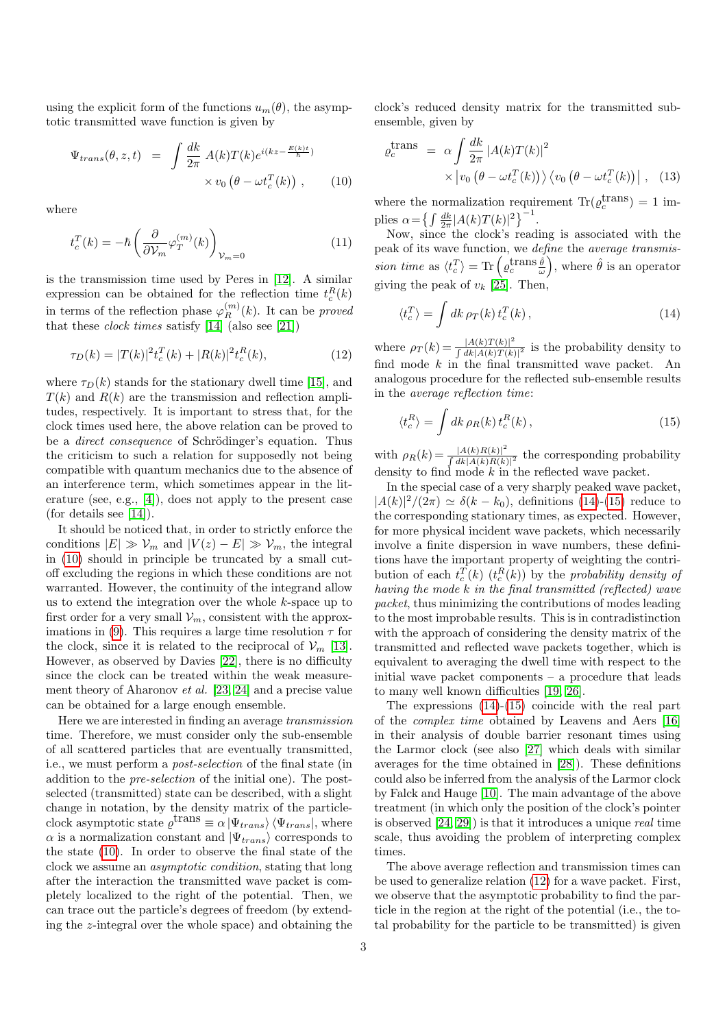using the explicit form of the functions $u_m(\theta)$, the asymptotic transmitted wave function is given by

$$\Psi_{trans}(\theta, z, t) = \int \frac{dk}{2\pi} \, A(k)T(k)e^{i(kz - \frac{E(k)t}{\hbar})} \times v_0\left(\theta - \omega t_c^T(k)\right), \tag{10}$$

where

$$t_c^T(k) = -\hbar \left( \frac{\partial}{\partial \mathcal{V}_m} \varphi_T^{(m)}(k) \right)_{\mathcal{V}_m = 0} \tag{11}$$

is the transmission time used by Peres in [12]. A similar expression can be obtained for the reflection time $t_c^R(k)$ in terms of the reflection phase $\varphi_R^{(m)}(k)$. It can be *proved* that these *clock times* satisfy [14] (also see [21])

$$\tau_D(k) = |T(k)|^2 t_c^T(k) + |R(k)|^2 t_c^R(k), \tag{12}$$

where $\tau_D(k)$ stands for the stationary dwell time [15], and $T(k)$ and $R(k)$ are the transmission and reflection amplitudes, respectively. It is important to stress that, for the clock times used here, the above relation can be proved to be a *direct consequence* of Schrödinger's equation. Thus the criticism to such a relation for supposedly not being compatible with quantum mechanics due to the absence of an interference term, which sometimes appear in the literature (see, e.g., [4]), does not apply to the present case (for details see [14]).

It should be noticed that, in order to strictly enforce the conditions $|E| \gg \mathcal{V}_m$ and $|V(z) - E| \gg \mathcal{V}_m$, the integral in (10) should in principle be truncated by a small cut-off excluding the regions in which these conditions are not warranted. However, the continuity of the integrand allow us to extend the integration over the whole $k$-space up to first order for a very small $\mathcal{V}_m$, consistent with the approximations in (9). This requires a large time resolution $\tau$ for the clock, since it is related to the reciprocal of $\mathcal{V}_m$ [13]. However, as observed by Davies [22], there is no difficulty since the clock can be treated within the weak measurement theory of Aharonov *et al.* [23, 24] and a precise value can be obtained for a large enough ensemble.

Here we are interested in finding an average *transmission* time. Therefore, we must consider only the sub-ensemble of all scattered particles that are eventually transmitted, i.e., we must perform a *post-selection* of the final state (in addition to the *pre-selection* of the initial one). The post-selected (transmitted) state can be described, with a slight change in notation, by the density matrix of the particle-clock asymptotic state $\varrho^{\text{trans}} \equiv \alpha \, |\Psi_{trans}\rangle \langle \Psi_{trans}|$, where $\alpha$ is a normalization constant and $|\Psi_{trans}\rangle$ corresponds to the state (10). In order to observe the final state of the clock we assume an *asymptotic condition*, stating that long after the interaction the transmitted wave packet is completely localized to the right of the potential. Then, we can trace out the particle's degrees of freedom (by extending the $z$-integral over the whole space) and obtaining the clock's reduced density matrix for the transmitted sub-ensemble, given by

$$\varrho_c^{\text{trans}} = \alpha \int \frac{dk}{2\pi} \, |A(k)T(k)|^2 \times \left| v_0\left(\theta - \omega t_c^T(k)\right) \right\rangle \left\langle v_0\left(\theta - \omega t_c^T(k)\right) \right| , \tag{13}$$

where the normalization requirement $\text{Tr}(\varrho_c^{\text{trans}}) = 1$ implies $\alpha = \left\{ \int \frac{dk}{2\pi} |A(k)T(k)|^2 \right\}^{-1}$.

Now, since the clock's reading is associated with the peak of its wave function, we *define* the *average transmission time* as $\langle t_c^T \rangle = \text{Tr}\left( \varrho_c^{\text{trans}} \frac{\hat{\theta}}{\omega} \right)$, where $\hat{\theta}$ is an operator giving the peak of $v_k$ [25]. Then,

$$\langle t_c^T \rangle = \int dk \, \rho_T(k) \, t_c^T(k) \, , \tag{14}$$

where $\rho_T(k) = \frac{|A(k)T(k)|^2}{\int dk |A(k)T(k)|^2}$ is the probability density to find mode $k$ in the final transmitted wave packet. An analogous procedure for the reflected sub-ensemble results in the *average reflection time*:

$$\langle t_c^R \rangle = \int dk \, \rho_R(k) \, t_c^R(k) \, , \tag{15}$$

with $\rho_R(k) = \frac{|A(k)R(k)|^2}{\int dk |A(k)R(k)|^2}$ the corresponding probability density to find mode $k$ in the reflected wave packet.

In the special case of a very sharply peaked wave packet, $|A(k)|^2/(2\pi) \simeq \delta(k - k_0)$, definitions (14)-(15) reduce to the corresponding stationary times, as expected. However, for more physical incident wave packets, which necessarily involve a finite dispersion in wave numbers, these definitions have the important property of weighting the contribution of each $t_c^T(k)$ ($t_c^R(k)$) by the *probability density of having the mode $k$ in the final transmitted (reflected) wave packet*, thus minimizing the contributions of modes leading to the most improbable results. This is in contradistinction with the approach of considering the density matrix of the transmitted and reflected wave packets together, which is equivalent to averaging the dwell time with respect to the initial wave packet components – a procedure that leads to many well known difficulties [19, 26].

The expressions (14)-(15) coincide with the real part of the *complex time* obtained by Leavens and Aers [16] in their analysis of double barrier resonant times using the Larmor clock (see also [27] which deals with similar averages for the time obtained in [28]). These definitions could also be inferred from the analysis of the Larmor clock by Falck and Hauge [10]. The main advantage of the above treatment (in which only the position of the clock's pointer is observed [24, 29]) is that it introduces a unique *real* time scale, thus avoiding the problem of interpreting complex times.

The above average reflection and transmission times can be used to generalize relation (12) for a wave packet. First, we observe that the asymptotic probability to find the particle in the region at the right of the potential (i.e., the total probability for the particle to be transmitted) is given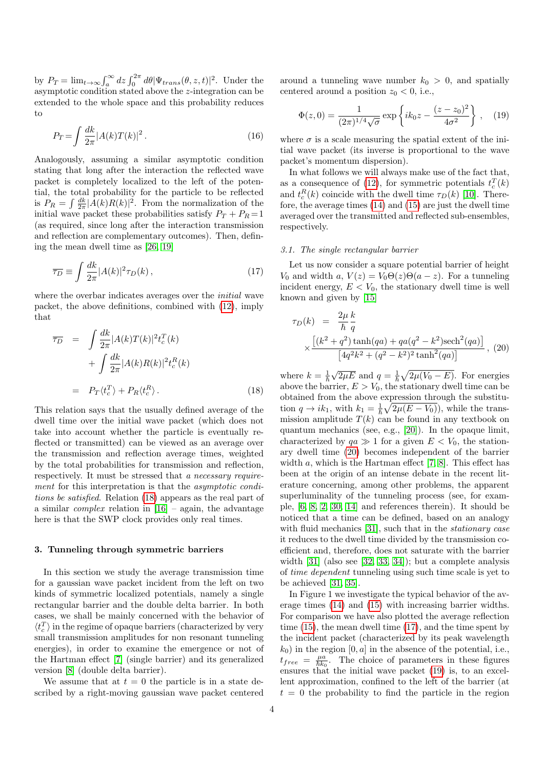by $P_T = \lim_{t\to\infty}\int_a^\infty dz \int_0^{2\pi} d\theta |\Psi_{trans}(\theta, z, t)|^2$. Under the asymptotic condition stated above the $z$-integration can be extended to the whole space and this probability reduces to

$$P_T = \int \frac{dk}{2\pi} |A(k)T(k)|^2 . \tag{16}$$

Analogously, assuming a similar asymptotic condition stating that long after the interaction the reflected wave packet is completely localized to the left of the potential, the total probability for the particle to be reflected is $P_R = \int \frac{dk}{2\pi} |A(k)R(k)|^2$. From the normalization of the initial wave packet these probabilities satisfy $P_T + P_R = 1$ (as required, since long after the interaction transmission and reflection are complementary outcomes). Then, defining the mean dwell time as [26, 19]

$$\overline{\tau_D} \equiv \int \frac{dk}{2\pi} |A(k)|^2 \tau_D(k) , \tag{17}$$

where the overbar indicates averages over the *initial* wave packet, the above definitions, combined with (12), imply that

$$\begin{aligned} \overline{\tau_D} &= \int \frac{dk}{2\pi} |A(k)T(k)|^2 t_c^T(k) \\ &\quad + \int \frac{dk}{2\pi} |A(k)R(k)|^2 t_c^R(k) \\ &= P_T \langle t_c^T \rangle + P_R \langle t_c^R \rangle . \end{aligned} \tag{18}$$

This relation says that the usually defined average of the dwell time over the initial wave packet (which does not take into account whether the particle is eventually reflected or transmitted) can be viewed as an average over the transmission and reflection average times, weighted by the total probabilities for transmission and reflection, respectively. It must be stressed that *a necessary requirement* for this interpretation is that the *asymptotic conditions be satisfied*. Relation (18) appears as the real part of a similar *complex* relation in [16] – again, the advantage here is that the SWP clock provides only real times.

## 3. Tunneling through symmetric barriers

In this section we study the average transmission time for a gaussian wave packet incident from the left on two kinds of symmetric localized potentials, namely a single rectangular barrier and the double delta barrier. In both cases, we shall be mainly concerned with the behavior of $\langle t_c^T \rangle$ in the regime of opaque barriers (characterized by very small transmission amplitudes for non resonant tunneling energies), in order to examine the emergence or not of the Hartman effect [7] (single barrier) and its generalized version [8] (double delta barrier).

We assume that at $t = 0$ the particle is in a state described by a right-moving gaussian wave packet centered around a tunneling wave number $k_0 > 0$, and spatially centered around a position $z_0 < 0$, i.e.,

$$\Phi(z, 0) = \frac{1}{(2\pi)^{1/4}\sqrt{\sigma}} \exp\left\{ ik_0 z - \frac{(z - z_0)^2}{4\sigma^2} \right\} , \tag{19}$$

where $\sigma$ is a scale measuring the spatial extent of the initial wave packet (its inverse is proportional to the wave packet's momentum dispersion).

In what follows we will always make use of the fact that, as a consequence of (12), for symmetric potentials $t_c^T(k)$ and $t_c^R(k)$ coincide with the dwell time $\tau_D(k)$ [10]. Therefore, the average times (14) and (15) are just the dwell time averaged over the transmitted and reflected sub-ensembles, respectively.

### 3.1. The single rectangular barrier

Let us now consider a square potential barrier of height $V_0$ and width $a$, $V(z) = V_0 \Theta(z)\Theta(a - z)$. For a tunneling incident energy, $E < V_0$, the stationary dwell time is well known and given by [15]

$$\begin{aligned} \tau_D(k) &= \frac{2\mu}{\hbar} \frac{k}{q} \\ &\times \frac{\left[(k^2 + q^2)\tanh(qa) + qa(q^2 - k^2)\mathrm{sech}^2(qa)\right]}{\left[4q^2k^2 + (q^2 - k^2)^2 \tanh^2(qa)\right]} , \end{aligned} \tag{20}$$

where $k = \frac{1}{\hbar}\sqrt{2\mu E}$ and $q = \frac{1}{\hbar}\sqrt{2\mu(V_0 - E)}$. For energies above the barrier, $E > V_0$, the stationary dwell time can be obtained from the above expression through the substitution $q \to ik_1$, with $k_1 = \frac{1}{\hbar}\sqrt{2\mu(E - V_0)}$), while the transmission amplitude $T(k)$ can be found in any textbook on quantum mechanics (see, e.g., [20]). In the opaque limit, characterized by $qa \gg 1$ for a given $E < V_0$, the stationary dwell time (20) becomes independent of the barrier width $a$, which is the Hartman effect [7, 8]. This effect has been at the origin of an intense debate in the recent literature concerning, among other problems, the apparent superluminality of the tunneling process (see, for example, [6, 8, 2, 30, 14] and references therein). It should be noticed that a time can be defined, based on an analogy with fluid mechanics [31], such that in the *stationary case* it reduces to the dwell time divided by the transmission coefficient and, therefore, does not saturate with the barrier width [31] (also see [32, 33, 34]); but a complete analysis of *time dependent* tunneling using such time scale is yet to be achieved [31, 35].

In Figure 1 we investigate the typical behavior of the average times (14) and (15) with increasing barrier widths. For comparison we have also plotted the average reflection time (15), the mean dwell time (17), and the time spent by the incident packet (characterized by its peak wavelength $k_0$) in the region $[0, a]$ in the absence of the potential, i.e., $t_{free} = \frac{\mu a}{\hbar k_0}$. The choice of parameters in these figures ensures that the initial wave packet (19) is, to an excellent approximation, confined to the left of the barrier (at $t = 0$ the probability to find the particle in the region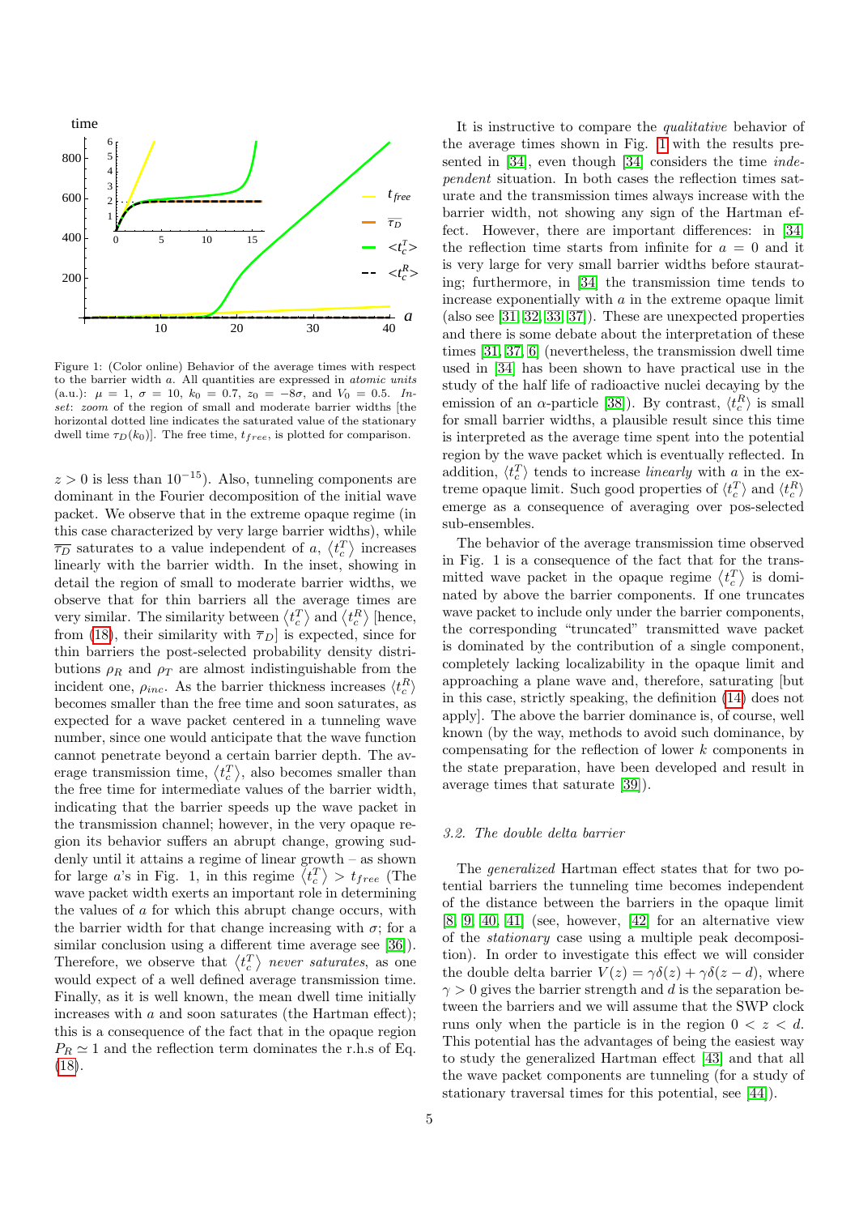Figure 1: (Color online) Behavior of the average times with respect to the barrier width $a$. All quantities are expressed in *atomic units* (a.u.): $\mu = 1$, $\sigma = 10$, $k_0 = 0.7$, $z_0 = -8\sigma$, and $V_0 = 0.5$. *Inset*: *zoom* of the region of small and moderate barrier widths [the horizontal dotted line indicates the saturated value of the stationary dwell time $\tau_D(k_0)$]. The free time, $t_{free}$, is plotted for comparison.

$z > 0$ is less than $10^{-15}$). Also, tunneling components are dominant in the Fourier decomposition of the initial wave packet. We observe that in the extreme opaque regime (in this case characterized by very large barrier widths), while $\overline{\tau_D}$ saturates to a value independent of $a$, $\langle t_c^T \rangle$ increases linearly with the barrier width. In the inset, showing in detail the region of small to moderate barrier widths, we observe that for thin barriers all the average times are very similar. The similarity between $\langle t_c^T \rangle$ and $\langle t_c^R \rangle$ [hence, from (18), their similarity with $\overline{\tau}_D$] is expected, since for thin barriers the post-selected probability density distributions $\rho_R$ and $\rho_T$ are almost indistinguishable from the incident one, $\rho_{inc}$. As the barrier thickness increases $\langle t_c^R \rangle$ becomes smaller than the free time and soon saturates, as expected for a wave packet centered in a tunneling wave number, since one would anticipate that the wave function cannot penetrate beyond a certain barrier depth. The average transmission time, $\langle t_c^T \rangle$, also becomes smaller than the free time for intermediate values of the barrier width, indicating that the barrier speeds up the wave packet in the transmission channel; however, in the very opaque region its behavior suffers an abrupt change, growing suddenly until it attains a regime of linear growth – as shown for large $a$'s in Fig. 1, in this regime $\langle t_c^T \rangle > t_{free}$ (The wave packet width exerts an important role in determining the values of $a$ for which this abrupt change occurs, with the barrier width for that change increasing with $\sigma$; for a similar conclusion using a different time average see [36]). Therefore, we observe that $\langle t_c^T \rangle$ *never saturates*, as one would expect of a well defined average transmission time. Finally, as it is well known, the mean dwell time initially increases with $a$ and soon saturates (the Hartman effect); this is a consequence of the fact that in the opaque region $P_R \simeq 1$ and the reflection term dominates the r.h.s of Eq. (18).

It is instructive to compare the *qualitative* behavior of the average times shown in Fig. 1 with the results presented in [34], even though [34] considers the time *independent* situation. In both cases the reflection times saturate and the transmission times always increase with the barrier width, not showing any sign of the Hartman effect. However, there are important differences: in [34] the reflection time starts from infinite for $a = 0$ and it is very large for very small barrier widths before staurating; furthermore, in [34] the transmission time tends to increase exponentially with $a$ in the extreme opaque limit (also see [31, 32, 33, 37]). These are unexpected properties and there is some debate about the interpretation of these times [31, 37, 6] (nevertheless, the transmission dwell time used in [34] has been shown to have practical use in the study of the half life of radioactive nuclei decaying by the emission of an $\alpha$-particle [38]). By contrast, $\langle t_c^R \rangle$ is small for small barrier widths, a plausible result since this time is interpreted as the average time spent into the potential region by the wave packet which is eventually reflected. In addition, $\langle t_c^T \rangle$ tends to increase *linearly* with $a$ in the extreme opaque limit. Such good properties of $\langle t_c^T \rangle$ and $\langle t_c^R \rangle$ emerge as a consequence of averaging over pos-selected sub-ensembles.

The behavior of the average transmission time observed in Fig. 1 is a consequence of the fact that for the transmitted wave packet in the opaque regime $\langle t_c^T \rangle$ is dominated by above the barrier components. If one truncates wave packet to include only under the barrier components, the corresponding "truncated" transmitted wave packet is dominated by the contribution of a single component, completely lacking localizability in the opaque limit and approaching a plane wave and, therefore, saturating [but in this case, strictly speaking, the definition (14) does not apply]. The above the barrier dominance is, of course, well known (by the way, methods to avoid such dominance, by compensating for the reflection of lower $k$ components in the state preparation, have been developed and result in average times that saturate [39]).

### 3.2. The double delta barrier

The *generalized* Hartman effect states that for two potential barriers the tunneling time becomes independent of the distance between the barriers in the opaque limit [8, 9, 40, 41] (see, however, [42] for an alternative view of the *stationary* case using a multiple peak decomposition). In order to investigate this effect we will consider the double delta barrier $V(z) = \gamma\delta(z) + \gamma\delta(z - d)$, where $\gamma > 0$ gives the barrier strength and $d$ is the separation between the barriers and we will assume that the SWP clock runs only when the particle is in the region $0 < z < d$. This potential has the advantages of being the easiest way to study the generalized Hartman effect [43] and that all the wave packet components are tunneling (for a study of stationary traversal times for this potential, see [44]).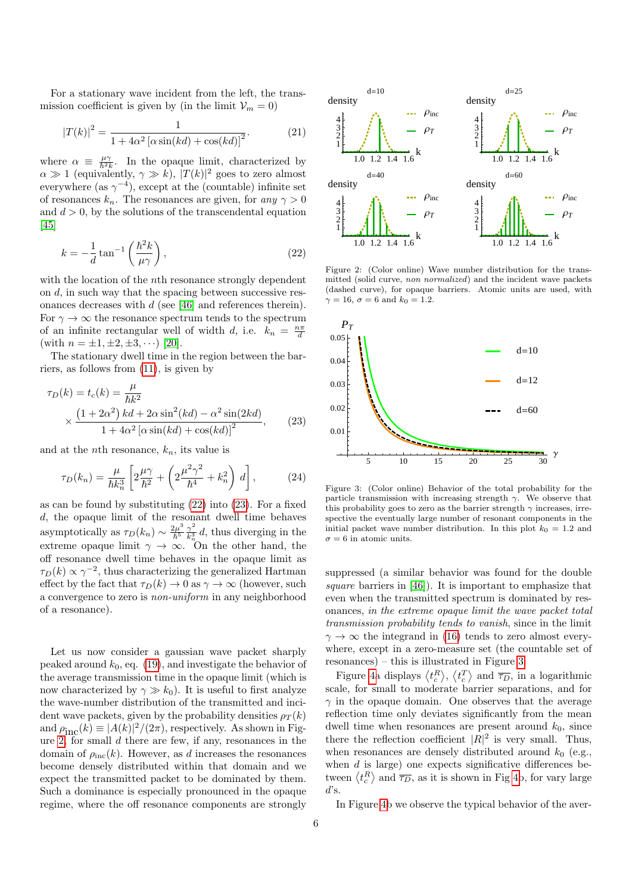For a stationary wave incident from the left, the transmission coefficient is given by (in the limit $\mathcal{V}_m = 0$)

$$|T(k)|^2 = \frac{1}{1 + 4\alpha^2 \left[\alpha \sin(kd) + \cos(kd)\right]^2}. \tag{21}$$

where $\alpha \equiv \frac{\mu\gamma}{\hbar^2 k}$. In the opaque limit, characterized by $\alpha \gg 1$ (equivalently, $\gamma \gg k$), $|T(k)|^2$ goes to zero almost everywhere (as $\gamma^{-4}$), except at the (countable) infinite set of resonances $k_n$. The resonances are given, for *any* $\gamma > 0$ and $d > 0$, by the solutions of the transcendental equation [45]

$$k = -\frac{1}{d} \tan^{-1}\left(\frac{\hbar^2 k}{\mu\gamma}\right), \tag{22}$$

with the location of the $n$th resonance strongly dependent on $d$, in such way that the spacing between successive resonances decreases with $d$ (see [46] and references therein). For $\gamma \to \infty$ the resonance spectrum tends to the spectrum of an infinite rectangular well of width $d$, i.e. $k_n = \frac{n\pi}{d}$ (with $n = \pm 1, \pm 2, \pm 3, \cdots$) [20].

The stationary dwell time in the region between the barriers, as follows from (11), is given by

$$\tau_D(k) = t_c(k) = \frac{\mu}{\hbar k^2} \times \frac{\left(1 + 2\alpha^2\right) kd + 2\alpha \sin^2(kd) - \alpha^2 \sin(2kd)}{1 + 4\alpha^2 \left[\alpha \sin(kd) + \cos(kd)\right]^2}, \tag{23}$$

and at the $n$th resonance, $k_n$, its value is

$$\tau_D(k_n) = \frac{\mu}{\hbar k_n^3} \left[2\frac{\mu\gamma}{\hbar^2} + \left(2\frac{\mu^2\gamma^2}{\hbar^4} + k_n^2\right) d\right], \tag{24}$$

as can be found by substituting (22) into (23). For a fixed $d$, the opaque limit of the resonant dwell time behaves asymptotically as $\tau_D(k_n) \sim \frac{2\mu^3}{\hbar^5} \frac{\gamma^2}{k_n^3} d$, thus diverging in the extreme opaque limit $\gamma \to \infty$. On the other hand, the off resonance dwell time behaves in the opaque limit as $\tau_D(k) \propto \gamma^{-2}$, thus characterizing the generalized Hartman effect by the fact that $\tau_D(k) \to 0$ as $\gamma \to \infty$ (however, such a convergence to zero is *non-uniform* in any neighborhood of a resonance).

Let us now consider a gaussian wave packet sharply peaked around $k_0$, eq. (19), and investigate the behavior of the average transmission time in the opaque limit (which is now characterized by $\gamma \gg k_0$). It is useful to first analyze the wave-number distribution of the transmitted and incident wave packets, given by the probability densities $\rho_T(k)$ and $\rho_{\text{inc}}(k) \equiv |A(k)|^2/(2\pi)$, respectively. As shown in Figure 2, for small $d$ there are few, if any, resonances in the domain of $\rho_{\text{inc}}(k)$. However, as $d$ increases the resonances become densely distributed within that domain and we expect the transmitted packet to be dominated by them. Such a dominance is especially pronounced in the opaque regime, where the off resonance components are strongly suppressed (a similar behavior was found for the double *square* barriers in [46]). It is important to emphasize that even when the transmitted spectrum is dominated by resonances, *in the extreme opaque limit the wave packet total transmission probability tends to vanish*, since in the limit $\gamma \to \infty$ the integrand in (16) tends to zero almost everywhere, except in a zero-measure set (the countable set of resonances) – this is illustrated in Figure 3.

Figure 2: (Color online) Wave number distribution for the transmitted (solid curve, *non normalized*) and the incident wave packets (dashed curve), for opaque barriers. Atomic units are used, with $\gamma = 16$, $\sigma = 6$ and $k_0 = 1.2$.

Figure 3: (Color online) Behavior of the total probability for the particle transmission with increasing strength $\gamma$. We observe that this probability goes to zero as the barrier strength $\gamma$ increases, irrespective the eventually large number of resonant components in the initial packet wave number distribution. In this plot $k_0 = 1.2$ and $\sigma = 6$ in atomic units.

Figure 4a displays $\langle t_c^R \rangle$, $\langle t_c^T \rangle$ and $\overline{\tau_D}$, in a logarithmic scale, for small to moderate barrier separations, and for $\gamma$ in the opaque domain. One observes that the average reflection time only deviates significantly from the mean dwell time when resonances are present around $k_0$, since there the reflection coefficient $|R|^2$ is very small. Thus, when resonances are densely distributed around $k_0$ (e.g., when $d$ is large) one expects significative differences between $\langle t_c^R \rangle$ and $\overline{\tau_D}$, as it is shown in Fig 4b, for vary large $d$'s.

In Figure 4b we observe the typical behavior of the aver-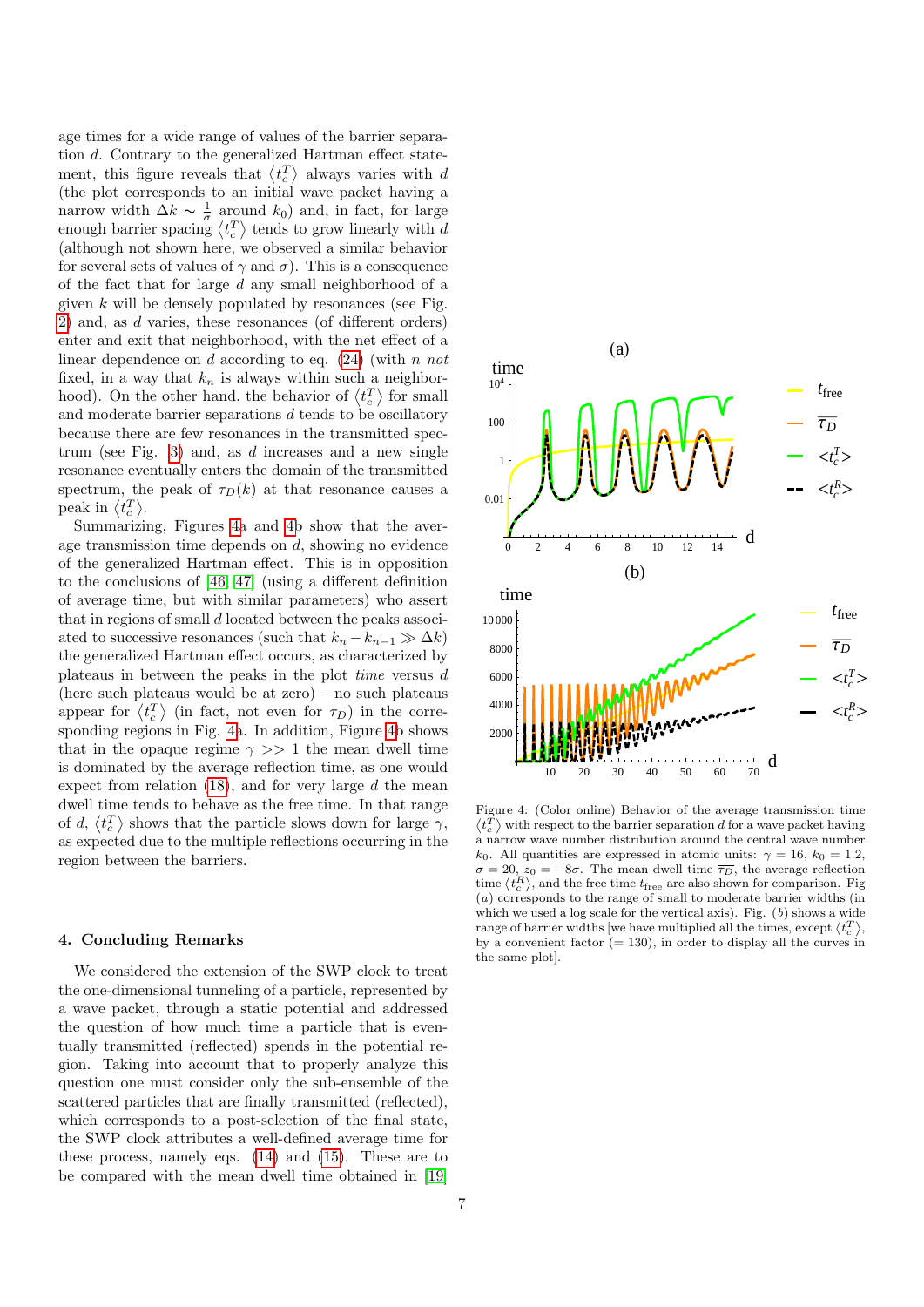age times for a wide range of values of the barrier separation $d$. Contrary to the generalized Hartman effect statement, this figure reveals that $\langle t_c^T \rangle$ always varies with $d$ (the plot corresponds to an initial wave packet having a narrow width $\Delta k \sim \frac{1}{\sigma}$ around $k_0$) and, in fact, for large enough barrier spacing $\langle t_c^T \rangle$ tends to grow linearly with $d$ (although not shown here, we observed a similar behavior for several sets of values of $\gamma$ and $\sigma$). This is a consequence of the fact that for large $d$ any small neighborhood of a given $k$ will be densely populated by resonances (see Fig. 2) and, as $d$ varies, these resonances (of different orders) enter and exit that neighborhood, with the net effect of a linear dependence on $d$ according to eq. (24) (with $n$ *not* fixed, in a way that $k_n$ is always within such a neighborhood). On the other hand, the behavior of $\langle t_c^T \rangle$ for small and moderate barrier separations $d$ tends to be oscillatory because there are few resonances in the transmitted spectrum (see Fig. 3) and, as $d$ increases and a new single resonance eventually enters the domain of the transmitted spectrum, the peak of $\tau_D(k)$ at that resonance causes a peak in $\langle t_c^T \rangle$.

Summarizing, Figures 4a and 4b show that the average transmission time depends on $d$, showing no evidence of the generalized Hartman effect. This is in opposition to the conclusions of [46, 47] (using a different definition of average time, but with similar parameters) who assert that in regions of small $d$ located between the peaks associated to successive resonances (such that $k_n - k_{n-1} \gg \Delta k$) the generalized Hartman effect occurs, as characterized by plateaus in between the peaks in the plot *time* versus $d$ (here such plateaus would be at zero) – no such plateaus appear for $\langle t_c^T \rangle$ (in fact, not even for $\overline{\tau_D}$) in the corresponding regions in Fig. 4a. In addition, Figure 4b shows that in the opaque regime $\gamma >> 1$ the mean dwell time is dominated by the average reflection time, as one would expect from relation (18), and for very large $d$ the mean dwell time tends to behave as the free time. In that range of $d$, $\langle t_c^T \rangle$ shows that the particle slows down for large $\gamma$, as expected due to the multiple reflections occurring in the region between the barriers.

Figure 4: (Color online) Behavior of the average transmission time $\langle t_c^T \rangle$ with respect to the barrier separation $d$ for a wave packet having a narrow wave number distribution around the central wave number $k_0$. All quantities are expressed in atomic units: $\gamma = 16$, $k_0 = 1.2$, $\sigma = 20$, $z_0 = -8\sigma$. The mean dwell time $\overline{\tau_D}$, the average reflection time $\langle t_c^R \rangle$, and the free time $t_{\text{free}}$ are also shown for comparison. Fig $(a)$ corresponds to the range of small to moderate barrier widths (in which we used a log scale for the vertical axis). Fig. $(b)$ shows a wide range of barrier widths [we have multiplied all the times, except $\langle t_c^T \rangle$, by a convenient factor ($= 130$), in order to display all the curves in the same plot].

## 4. Concluding Remarks

We considered the extension of the SWP clock to treat the one-dimensional tunneling of a particle, represented by a wave packet, through a static potential and addressed the question of how much time a particle that is eventually transmitted (reflected) spends in the potential region. Taking into account that to properly analyze this question one must consider only the sub-ensemble of the scattered particles that are finally transmitted (reflected), which corresponds to a post-selection of the final state, the SWP clock attributes a well-defined average time for these process, namely eqs. (14) and (15). These are to be compared with the mean dwell time obtained in [19]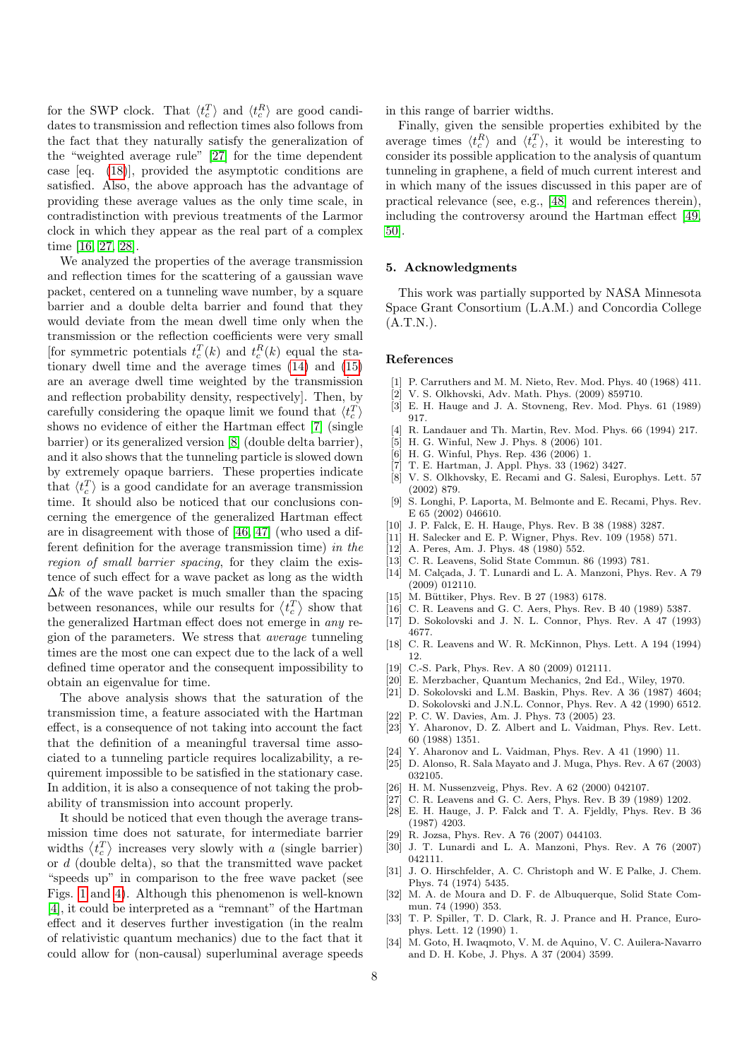for the SWP clock. That $\langle t_c^T \rangle$ and $\langle t_c^R \rangle$ are good candidates to transmission and reflection times also follows from the fact that they naturally satisfy the generalization of the "weighted average rule" [27] for the time dependent case [eq. (18)], provided the asymptotic conditions are satisfied. Also, the above approach has the advantage of providing these average values as the only time scale, in contradistinction with previous treatments of the Larmor clock in which they appear as the real part of a complex time [16, 27, 28].

We analyzed the properties of the average transmission and reflection times for the scattering of a gaussian wave packet, centered on a tunneling wave number, by a square barrier and a double delta barrier and found that they would deviate from the mean dwell time only when the transmission or the reflection coefficients were very small [for symmetric potentials $t_c^T(k)$ and $t_c^R(k)$ equal the stationary dwell time and the average times (14) and (15) are an average dwell time weighted by the transmission and reflection probability density, respectively]. Then, by carefully considering the opaque limit we found that $\langle t_c^T \rangle$ shows no evidence of either the Hartman effect [7] (single barrier) or its generalized version [8] (double delta barrier), and it also shows that the tunneling particle is slowed down by extremely opaque barriers. These properties indicate that $\langle t_c^T \rangle$ is a good candidate for an average transmission time. It should also be noticed that our conclusions concerning the emergence of the generalized Hartman effect are in disagreement with those of [46, 47] (who used a different definition for the average transmission time) *in the region of small barrier spacing*, for they claim the existence of such effect for a wave packet as long as the width $\Delta k$ of the wave packet is much smaller than the spacing between resonances, while our results for $\langle t_c^T \rangle$ show that the generalized Hartman effect does not emerge in *any* region of the parameters. We stress that *average* tunneling times are the most one can expect due to the lack of a well defined time operator and the consequent impossibility to obtain an eigenvalue for time.

The above analysis shows that the saturation of the transmission time, a feature associated with the Hartman effect, is a consequence of not taking into account the fact that the definition of a meaningful traversal time associated to a tunneling particle requires localizability, a requirement impossible to be satisfied in the stationary case. In addition, it is also a consequence of not taking the probability of transmission into account properly.

It should be noticed that even though the average transmission time does not saturate, for intermediate barrier widths $\langle t_c^T \rangle$ increases very slowly with $a$ (single barrier) or $d$ (double delta), so that the transmitted wave packet "speeds up" in comparison to the free wave packet (see Figs. 1 and 4). Although this phenomenon is well-known [4], it could be interpreted as a "remnant" of the Hartman effect and it deserves further investigation (in the realm of relativistic quantum mechanics) due to the fact that it could allow for (non-causal) superluminal average speeds in this range of barrier widths.

Finally, given the sensible properties exhibited by the average times $\langle t_c^R \rangle$ and $\langle t_c^T \rangle$, it would be interesting to consider its possible application to the analysis of quantum tunneling in graphene, a field of much current interest and in which many of the issues discussed in this paper are of practical relevance (see, e.g., [48] and references therein), including the controversy around the Hartman effect [49, 50].

## 5. Acknowledgments

This work was partially supported by NASA Minnesota Space Grant Consortium (L.A.M.) and Concordia College (A.T.N.).

## References

- [1] P. Carruthers and M. M. Nieto, Rev. Mod. Phys. 40 (1968) 411.
- [2] V. S. Olkhovski, Adv. Math. Phys. (2009) 859710.
- [3] E. H. Hauge and J. A. Stovneng, Rev. Mod. Phys. 61 (1989) 917.
- [4] R. Landauer and Th. Martin, Rev. Mod. Phys. 66 (1994) 217.
- [5] H. G. Winful, New J. Phys. 8 (2006) 101.
- [6] H. G. Winful, Phys. Rep. 436 (2006) 1.
- [7] T. E. Hartman, J. Appl. Phys. 33 (1962) 3427.
- [8] V. S. Olkhovsky, E. Recami and G. Salesi, Europhys. Lett. 57 (2002) 879.
- [9] S. Longhi, P. Laporta, M. Belmonte and E. Recami, Phys. Rev. E 65 (2002) 046610.
- [10] J. P. Falck, E. H. Hauge, Phys. Rev. B 38 (1988) 3287.
- [11] H. Salecker and E. P. Wigner, Phys. Rev. 109 (1958) 571.
- [12] A. Peres, Am. J. Phys. 48 (1980) 552.
- [13] C. R. Leavens, Solid State Commun. 86 (1993) 781.
- [14] M. Calçada, J. T. Lunardi and L. A. Manzoni, Phys. Rev. A 79 (2009) 012110.
- [15] M. Büttiker, Phys. Rev. B 27 (1983) 6178.
- [16] C. R. Leavens and G. C. Aers, Phys. Rev. B 40 (1989) 5387.
- [17] D. Sokolovski and J. N. L. Connor, Phys. Rev. A 47 (1993) 4677.
- [18] C. R. Leavens and W. R. McKinnon, Phys. Lett. A 194 (1994) 12.
- [19] C.-S. Park, Phys. Rev. A 80 (2009) 012111.
- [20] E. Merzbacher, Quantum Mechanics, 2nd Ed., Wiley, 1970.
- [21] D. Sokolovski and L.M. Baskin, Phys. Rev. A 36 (1987) 4604; D. Sokolovski and J.N.L. Connor, Phys. Rev. A 42 (1990) 6512.
- [22] P. C. W. Davies, Am. J. Phys. 73 (2005) 23.
- [23] Y. Aharonov, D. Z. Albert and L. Vaidman, Phys. Rev. Lett. 60 (1988) 1351.
- [24] Y. Aharonov and L. Vaidman, Phys. Rev. A 41 (1990) 11.
- [25] D. Alonso, R. Sala Mayato and J. Muga, Phys. Rev. A 67 (2003) 032105.
- [26] H. M. Nussenzveig, Phys. Rev. A 62 (2000) 042107.
- [27] C. R. Leavens and G. C. Aers, Phys. Rev. B 39 (1989) 1202.
- [28] E. H. Hauge, J. P. Falck and T. A. Fjeldly, Phys. Rev. B 36 (1987) 4203.
- [29] R. Jozsa, Phys. Rev. A 76 (2007) 044103.
- [30] J. T. Lunardi and L. A. Manzoni, Phys. Rev. A 76 (2007) 042111.
- [31] J. O. Hirschfelder, A. C. Christoph and W. E Palke, J. Chem. Phys. 74 (1974) 5435.
- [32] M. A. de Moura and D. F. de Albuquerque, Solid State Commun. 74 (1990) 353.
- [33] T. P. Spiller, T. D. Clark, R. J. Prance and H. Prance, Europhys. Lett. 12 (1990) 1.
- [34] M. Goto, H. Iwaqmoto, V. M. de Aquino, V. C. Auilera-Navarro and D. H. Kobe, J. Phys. A 37 (2004) 3599.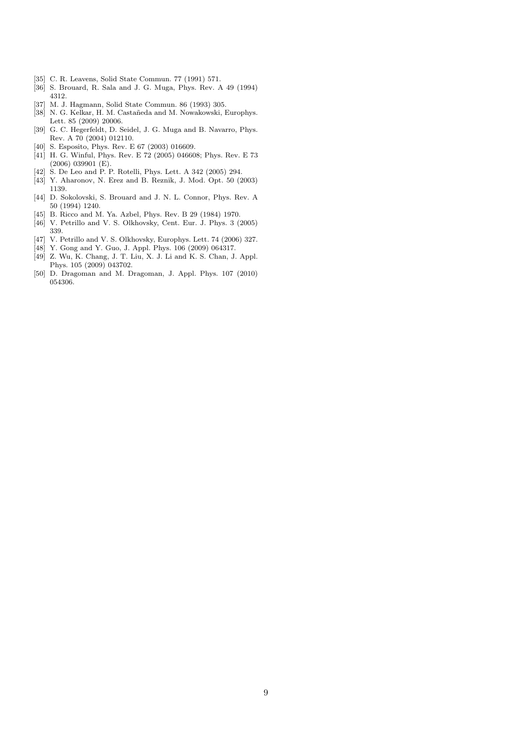[35] C. R. Leavens, Solid State Commun. 77 (1991) 571.

[36] S. Brouard, R. Sala and J. G. Muga, Phys. Rev. A 49 (1994) 4312.

[37] M. J. Hagmann, Solid State Commun. 86 (1993) 305.

[38] N. G. Kelkar, H. M. Castañeda and M. Nowakowski, Europhys. Lett. 85 (2009) 20006.

[39] G. C. Hegerfeldt, D. Seidel, J. G. Muga and B. Navarro, Phys. Rev. A 70 (2004) 012110.

[40] S. Esposito, Phys. Rev. E 67 (2003) 016609.

[41] H. G. Winful, Phys. Rev. E 72 (2005) 046608; Phys. Rev. E 73 (2006) 039901 (E).

[42] S. De Leo and P. P. Rotelli, Phys. Lett. A 342 (2005) 294.

[43] Y. Aharonov, N. Erez and B. Reznik, J. Mod. Opt. 50 (2003) 1139.

[44] D. Sokolovski, S. Brouard and J. N. L. Connor, Phys. Rev. A 50 (1994) 1240.

[45] B. Ricco and M. Ya. Azbel, Phys. Rev. B 29 (1984) 1970.

[46] V. Petrillo and V. S. Olkhovsky, Cent. Eur. J. Phys. 3 (2005) 339.

[47] V. Petrillo and V. S. Olkhovsky, Europhys. Lett. 74 (2006) 327.

[48] Y. Gong and Y. Guo, J. Appl. Phys. 106 (2009) 064317.

[49] Z. Wu, K. Chang, J. T. Liu, X. J. Li and K. S. Chan, J. Appl. Phys. 105 (2009) 043702.

[50] D. Dragoman and M. Dragoman, J. Appl. Phys. 107 (2010) 054306.